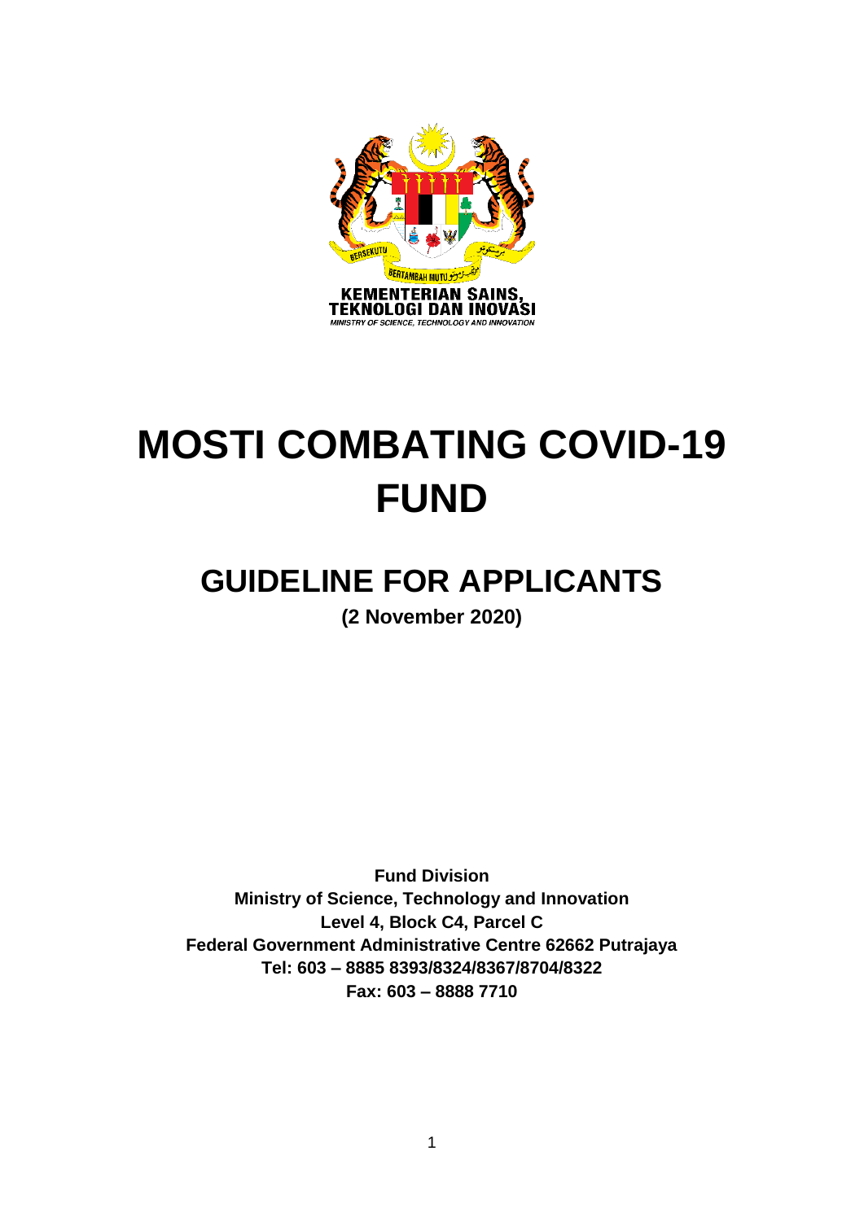KEMENTERIAN SAINS, TEKNOLOGI DAN INOVASI

*MINISTRY OF SCIENCE, TECHNOLOGY AND INNOVATION*

# MOSTI COMBATING COVID-19 FUND

## GUIDELINE FOR APPLICANTS

**(2 November 2020)**

**Fund Division**
**Ministry of Science, Technology and Innovation**
**Level 4, Block C4, Parcel C**
**Federal Government Administrative Centre 62662 Putrajaya**
**Tel: 603 – 8885 8393/8324/8367/8704/8322**
**Fax: 603 – 8888 7710**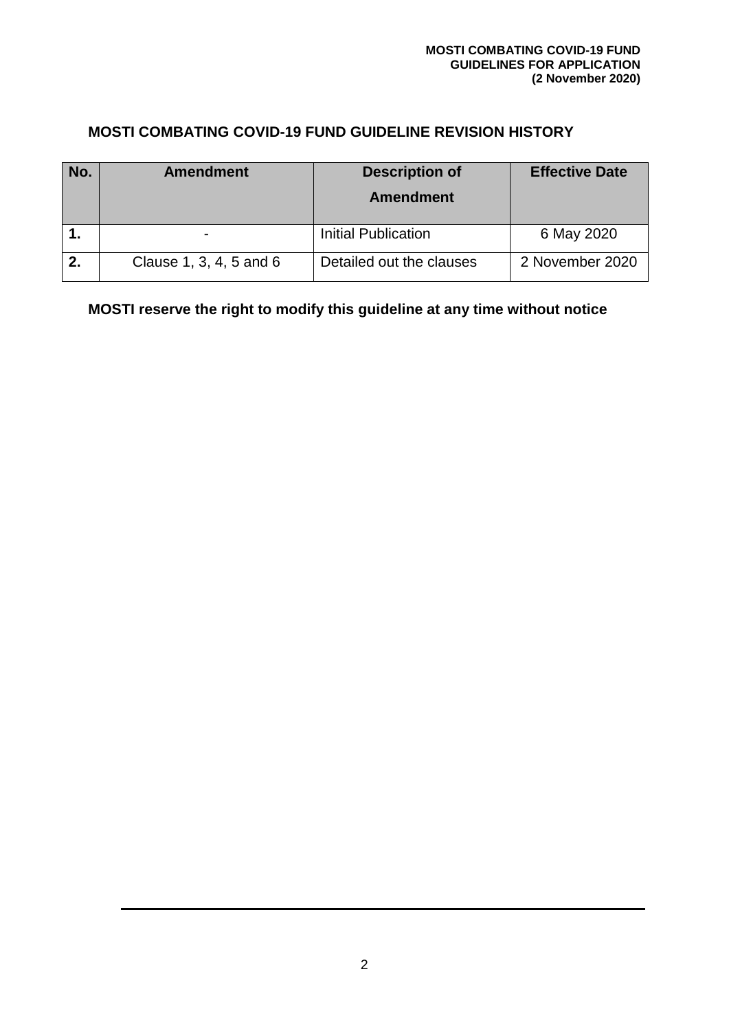## MOSTI COMBATING COVID-19 FUND GUIDELINE REVISION HISTORY

| No. | Amendment | Description of Amendment | Effective Date |
|---|---|---|---|
| **1.** | - | Initial Publication | 6 May 2020 |
| **2.** | Clause 1, 3, 4, 5 and 6 | Detailed out the clauses | 2 November 2020 |

**MOSTI reserve the right to modify this guideline at any time without notice**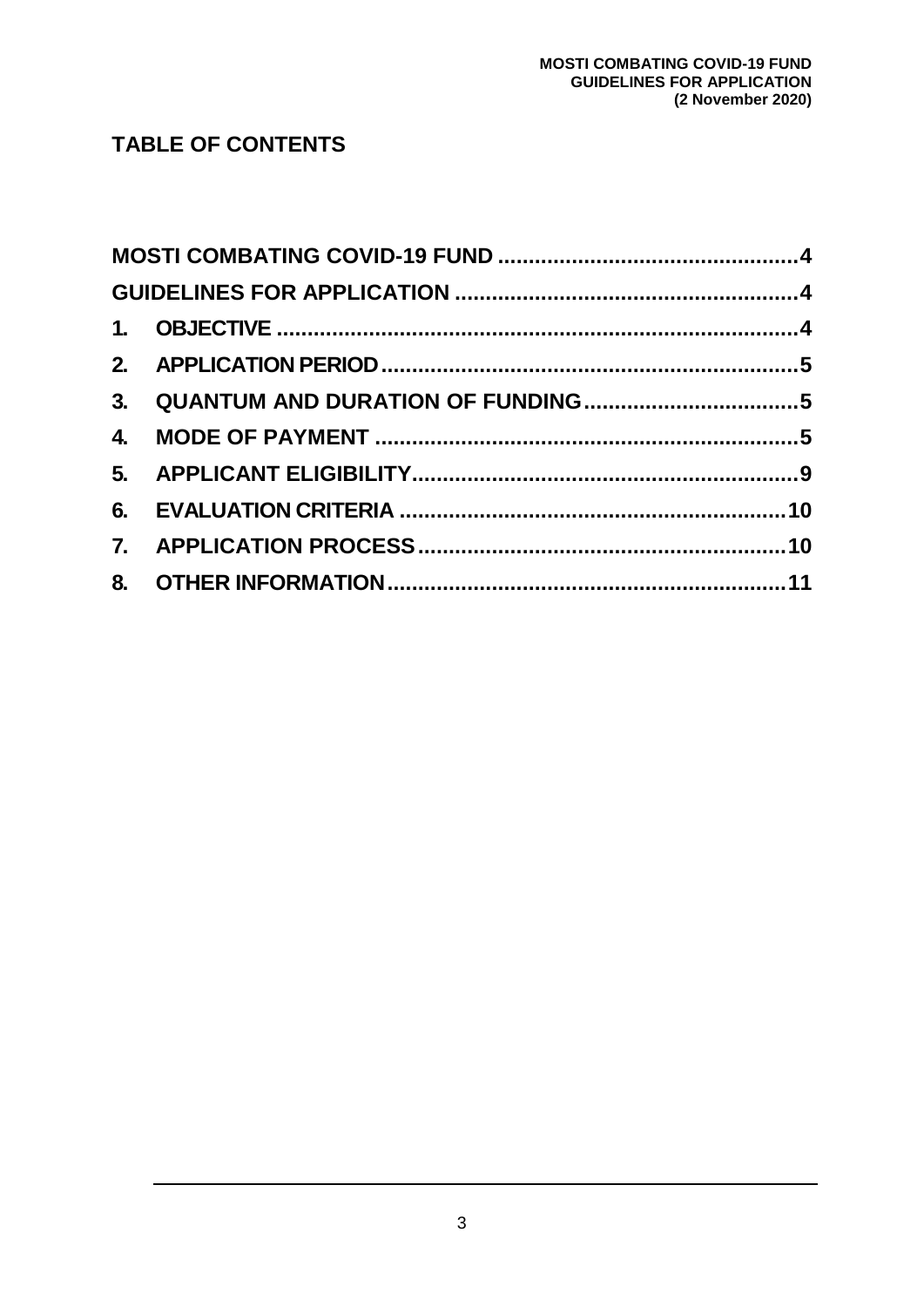## TABLE OF CONTENTS

**MOSTI COMBATING COVID-19 FUND ............................................. 4**

**GUIDELINES FOR APPLICATION .................................................... 4**

**1. OBJECTIVE ............................................................................... 4**

**2. APPLICATION PERIOD ................................................................ 5**

**3. QUANTUM AND DURATION OF FUNDING .................................. 5**

**4. MODE OF PAYMENT ................................................................. 5**

**5. APPLICANT ELIGIBILITY ........................................................... 9**

**6. EVALUATION CRITERIA .......................................................... 10**

**7. APPLICATION PROCESS .......................................................... 10**

**8. OTHER INFORMATION ............................................................. 11**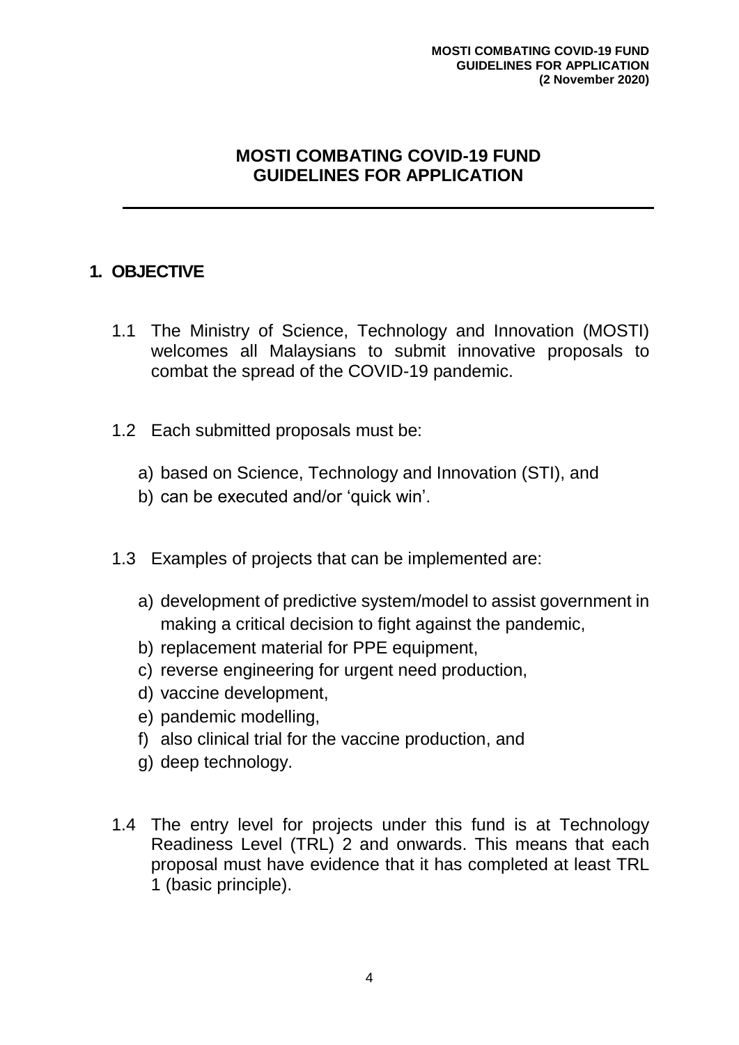# MOSTI COMBATING COVID-19 FUND GUIDELINES FOR APPLICATION

## 1. OBJECTIVE

1.1 The Ministry of Science, Technology and Innovation (MOSTI) welcomes all Malaysians to submit innovative proposals to combat the spread of the COVID-19 pandemic.

1.2 Each submitted proposals must be:

a) based on Science, Technology and Innovation (STI), and
b) can be executed and/or 'quick win'.

1.3 Examples of projects that can be implemented are:

a) development of predictive system/model to assist government in making a critical decision to fight against the pandemic,
b) replacement material for PPE equipment,
c) reverse engineering for urgent need production,
d) vaccine development,
e) pandemic modelling,
f) also clinical trial for the vaccine production, and
g) deep technology.

1.4 The entry level for projects under this fund is at Technology Readiness Level (TRL) 2 and onwards. This means that each proposal must have evidence that it has completed at least TRL 1 (basic principle).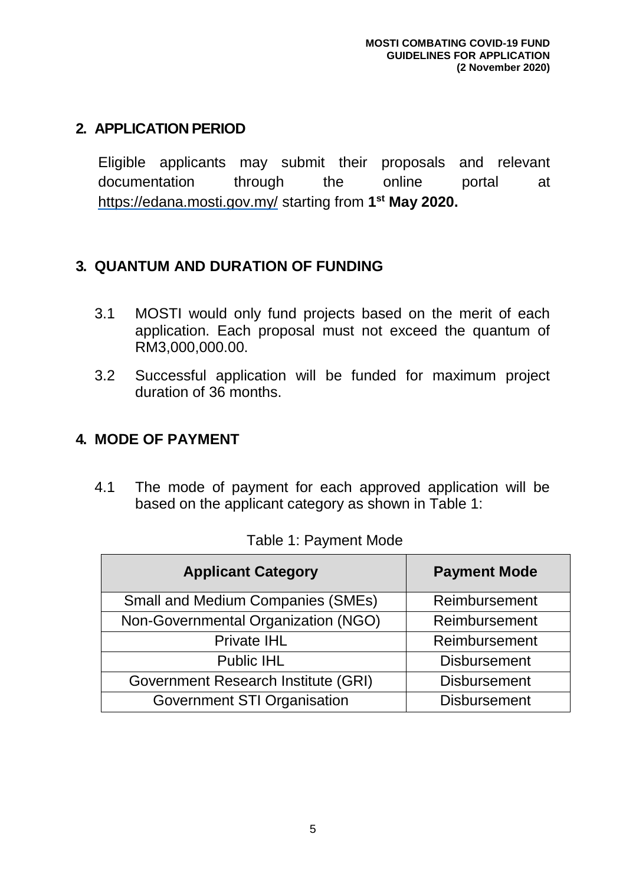## 2. APPLICATION PERIOD

Eligible applicants may submit their proposals and relevant documentation through the online portal at https://edana.mosti.gov.my/ starting from **1st May 2020.**

## 3. QUANTUM AND DURATION OF FUNDING

3.1 MOSTI would only fund projects based on the merit of each application. Each proposal must not exceed the quantum of RM3,000,000.00.

3.2 Successful application will be funded for maximum project duration of 36 months.

## 4. MODE OF PAYMENT

4.1 The mode of payment for each approved application will be based on the applicant category as shown in Table 1:

Table 1: Payment Mode

| Applicant Category | Payment Mode |
|---|---|
| Small and Medium Companies (SMEs) | Reimbursement |
| Non-Governmental Organization (NGO) | Reimbursement |
| Private IHL | Reimbursement |
| Public IHL | Disbursement |
| Government Research Institute (GRI) | Disbursement |
| Government STI Organisation | Disbursement |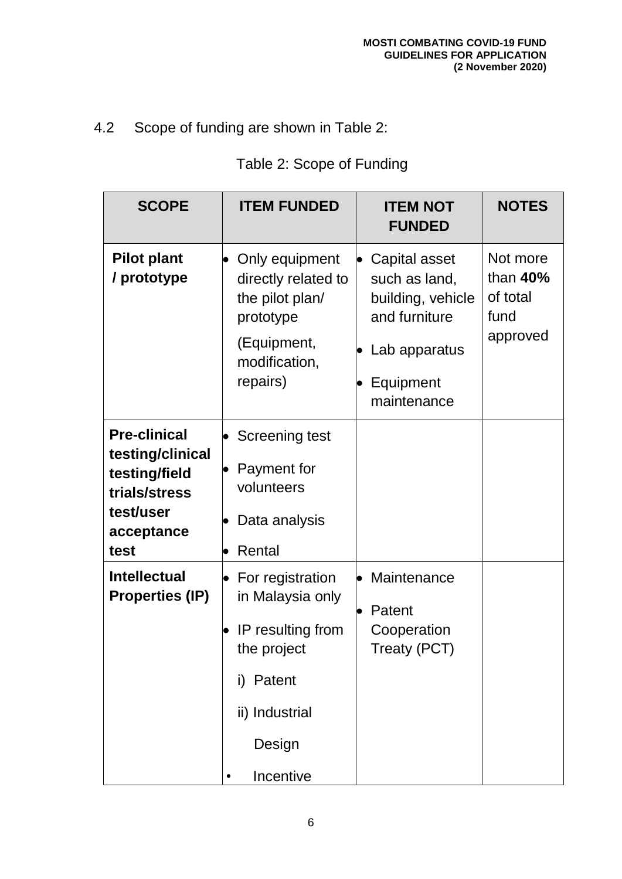4.2 Scope of funding are shown in Table 2:

Table 2: Scope of Funding

| SCOPE | ITEM FUNDED | ITEM NOT FUNDED | NOTES |
|---|---|---|---|
| **Pilot plant / prototype** | • Only equipment directly related to the pilot plan/ prototype<br>(Equipment, modification, repairs) | • Capital asset such as land, building, vehicle and furniture<br>• Lab apparatus<br>• Equipment maintenance | Not more than **40%** of total fund approved |
| **Pre-clinical testing/clinical testing/field trials/stress test/user acceptance test** | • Screening test<br>• Payment for volunteers<br>• Data analysis<br>• Rental | | |
| **Intellectual Properties (IP)** | • For registration in Malaysia only<br>• IP resulting from the project<br>i) Patent<br>ii) Industrial Design<br>• Incentive | • Maintenance<br>• Patent Cooperation Treaty (PCT) | |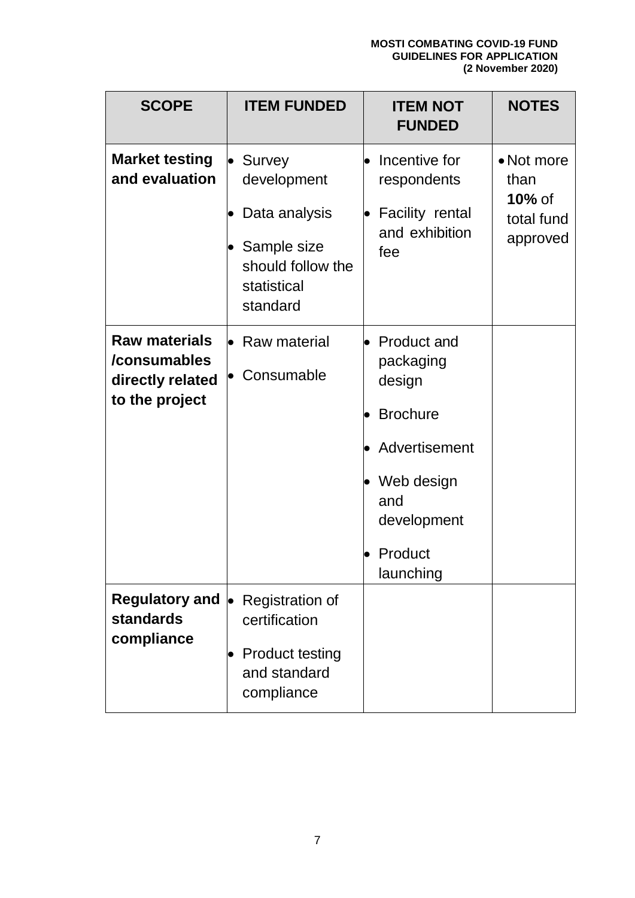| SCOPE | ITEM FUNDED | ITEM NOT FUNDED | NOTES |
|---|---|---|---|
| **Market testing and evaluation** | • Survey development<br>• Data analysis<br>• Sample size should follow the statistical standard | • Incentive for respondents<br>• Facility rental and exhibition fee | • Not more than **10%** of total fund approved |
| **Raw materials /consumables directly related to the project** | • Raw material<br>• Consumable | • Product and packaging design<br>• Brochure<br>• Advertisement<br>• Web design and development<br>• Product launching | |
| **Regulatory and standards compliance** | • Registration of certification<br>• Product testing and standard compliance | | |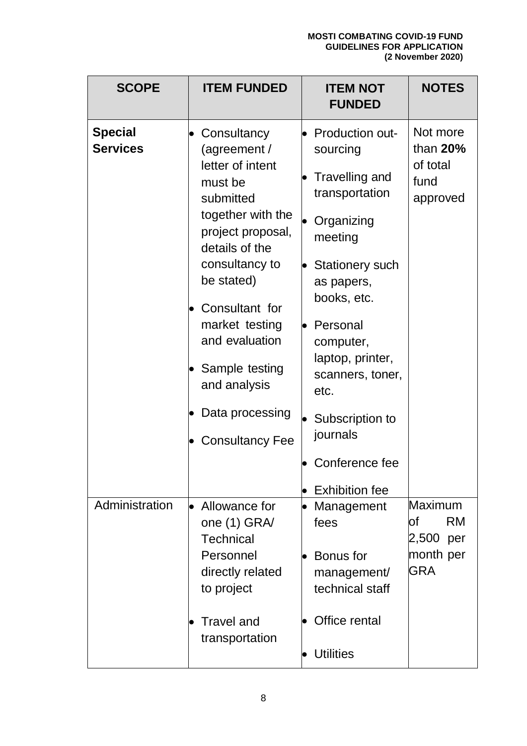| SCOPE | ITEM FUNDED | ITEM NOT FUNDED | NOTES |
|---|---|---|---|
| **Special Services** | • Consultancy (agreement / letter of intent must be submitted together with the project proposal, details of the consultancy to be stated)<br>• Consultant for market testing and evaluation<br>• Sample testing and analysis<br>• Data processing<br>• Consultancy Fee | • Production out-sourcing<br>• Travelling and transportation<br>• Organizing meeting<br>• Stationery such as papers, books, etc.<br>• Personal computer, laptop, printer, scanners, toner, etc.<br>• Subscription to journals<br>• Conference fee<br>• Exhibition fee | Not more than **20%** of total fund approved |
| Administration | • Allowance for one (1) GRA/ Technical Personnel directly related to project<br>• Travel and transportation | • Management fees<br>• Bonus for management/ technical staff<br>• Office rental<br>• Utilities | Maximum of RM 2,500 per month per GRA |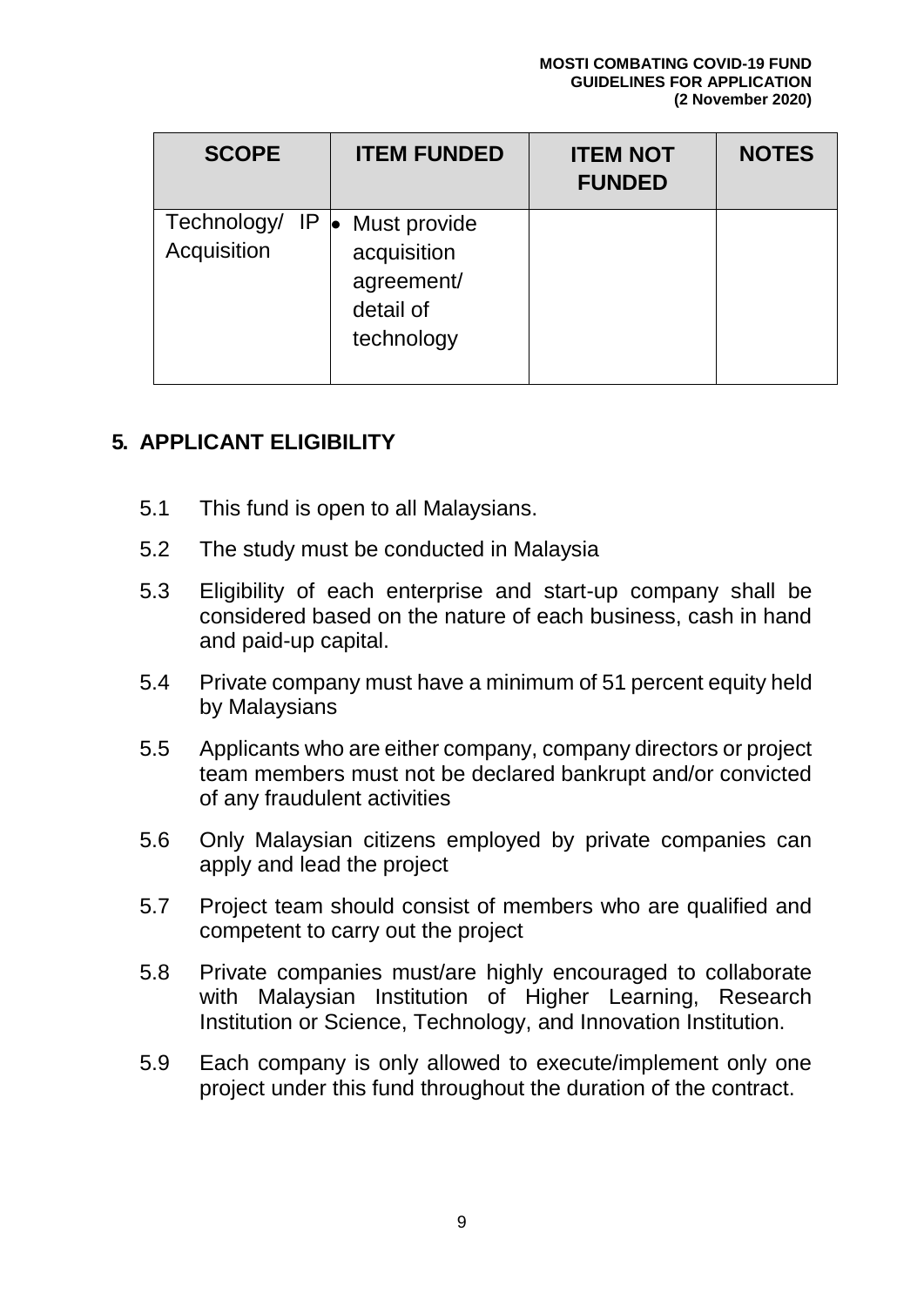| SCOPE | ITEM FUNDED | ITEM NOT FUNDED | NOTES |
|---|---|---|---|
| Technology/ IP Acquisition | • Must provide acquisition agreement/ detail of technology | | |

## 5. APPLICANT ELIGIBILITY

5.1 This fund is open to all Malaysians.

5.2 The study must be conducted in Malaysia

5.3 Eligibility of each enterprise and start-up company shall be considered based on the nature of each business, cash in hand and paid-up capital.

5.4 Private company must have a minimum of 51 percent equity held by Malaysians

5.5 Applicants who are either company, company directors or project team members must not be declared bankrupt and/or convicted of any fraudulent activities

5.6 Only Malaysian citizens employed by private companies can apply and lead the project

5.7 Project team should consist of members who are qualified and competent to carry out the project

5.8 Private companies must/are highly encouraged to collaborate with Malaysian Institution of Higher Learning, Research Institution or Science, Technology, and Innovation Institution.

5.9 Each company is only allowed to execute/implement only one project under this fund throughout the duration of the contract.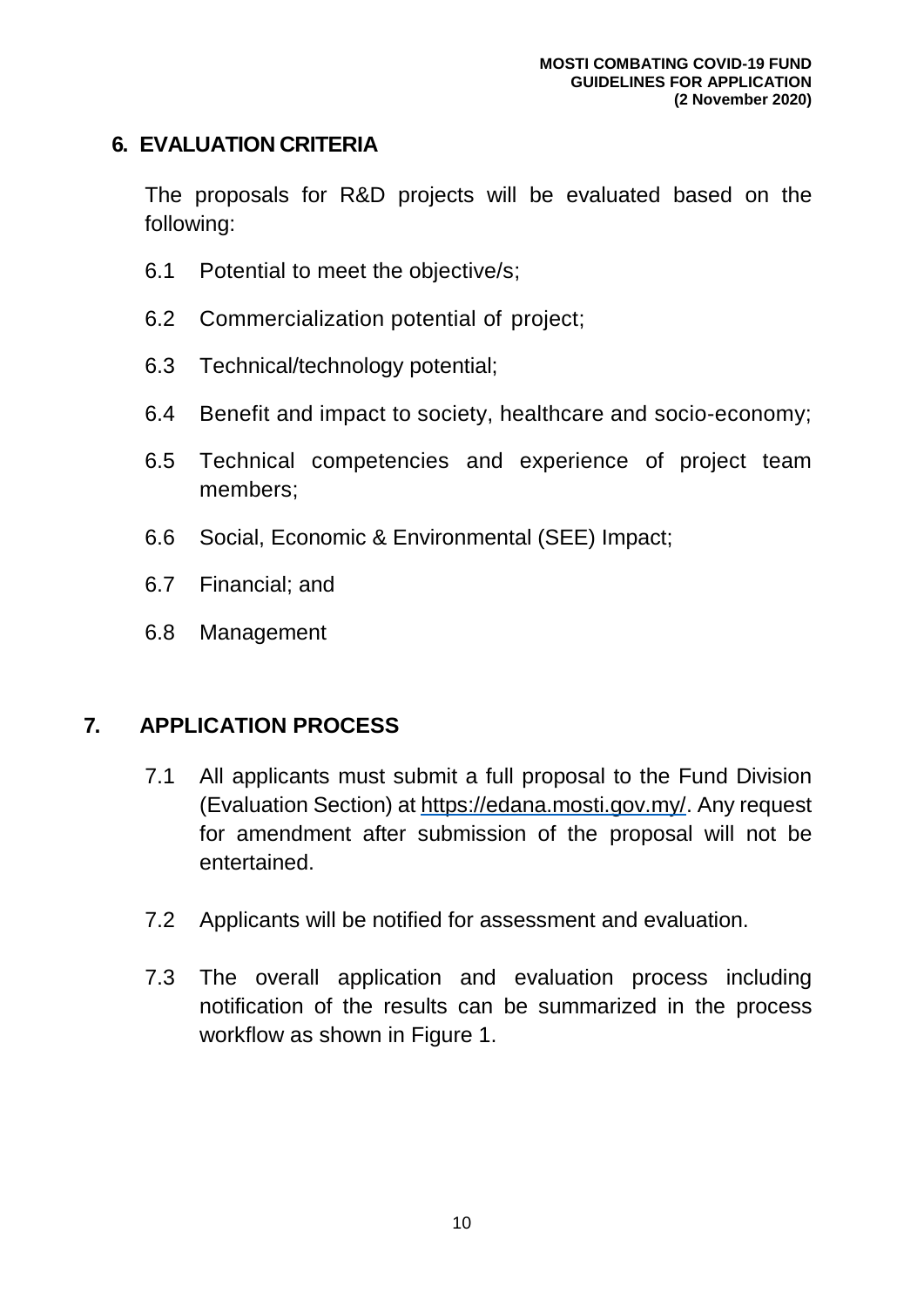## 6. EVALUATION CRITERIA

The proposals for R&D projects will be evaluated based on the following:

6.1 Potential to meet the objective/s;

6.2 Commercialization potential of project;

6.3 Technical/technology potential;

6.4 Benefit and impact to society, healthcare and socio-economy;

6.5 Technical competencies and experience of project team members;

6.6 Social, Economic & Environmental (SEE) Impact;

6.7 Financial; and

6.8 Management

## 7. APPLICATION PROCESS

7.1 All applicants must submit a full proposal to the Fund Division (Evaluation Section) at https://edana.mosti.gov.my/. Any request for amendment after submission of the proposal will not be entertained.

7.2 Applicants will be notified for assessment and evaluation.

7.3 The overall application and evaluation process including notification of the results can be summarized in the process workflow as shown in Figure 1.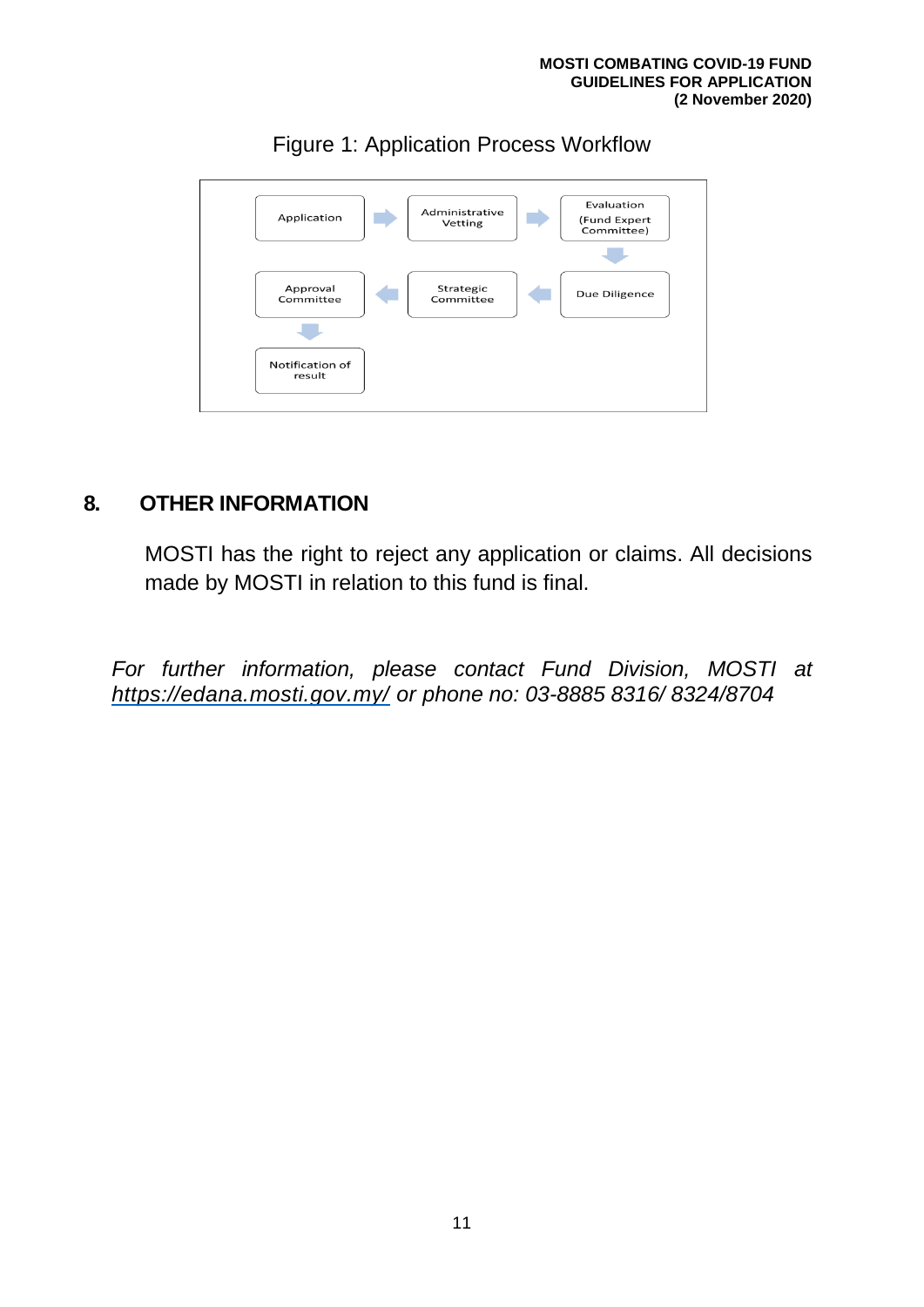Figure 1: Application Process Workflow

Application
Administrative Vetting
Evaluation (Fund Expert Committee)
Due Diligence
Strategic Committee
Approval Committee
Notification of result

## 8. OTHER INFORMATION

MOSTI has the right to reject any application or claims. All decisions made by MOSTI in relation to this fund is final.

*For further information, please contact Fund Division, MOSTI at https://edana.mosti.gov.my/ or phone no: 03-8885 8316/ 8324/8704*